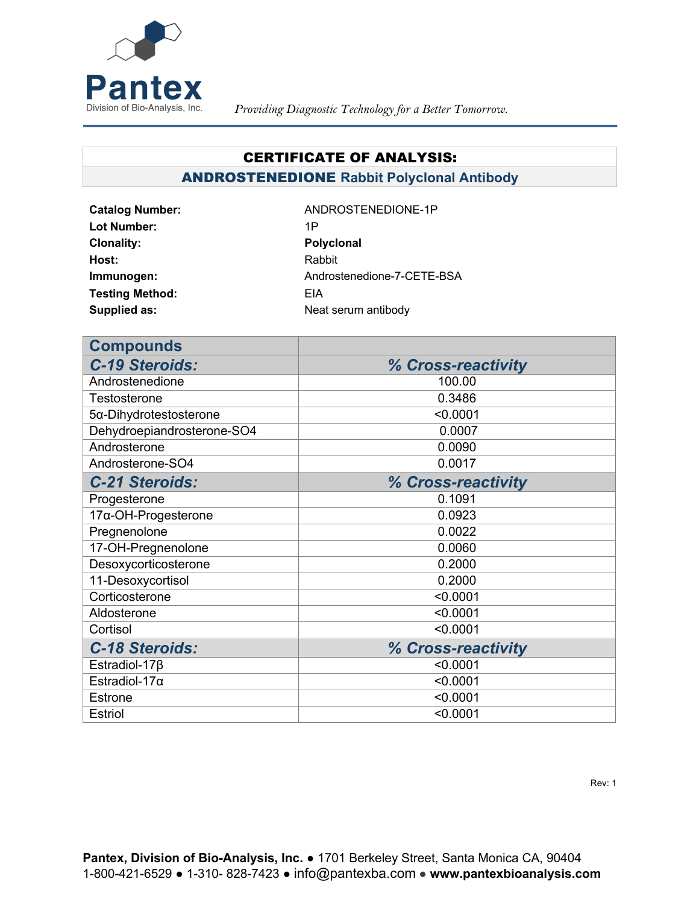Pantex

Division of Bio-Analysis, Inc.

*Providing Diagnostic Technology for a Better Tomorrow.*

# CERTIFICATE OF ANALYSIS:

## ANDROSTENEDIONE Rabbit Polyclonal Antibody

| | |
|---|---|
| **Catalog Number:** | ANDROSTENEDIONE-1P |
| **Lot Number:** | 1P |
| **Clonality:** | **Polyclonal** |
| **Host:** | Rabbit |
| **Immunogen:** | Androstenedione-7-CETE-BSA |
| **Testing Method:** | EIA |
| **Supplied as:** | Neat serum antibody |

| Compounds | |
|---|---|
| ***C-19 Steroids:*** | ***% Cross-reactivity*** |
| Androstenedione | 100.00 |
| Testosterone | 0.3486 |
| 5α-Dihydrotestosterone | <0.0001 |
| Dehydroepiandrosterone-SO4 | 0.0007 |
| Androsterone | 0.0090 |
| Androsterone-SO4 | 0.0017 |
| ***C-21 Steroids:*** | ***% Cross-reactivity*** |
| Progesterone | 0.1091 |
| 17α-OH-Progesterone | 0.0923 |
| Pregnenolone | 0.0022 |
| 17-OH-Pregnenolone | 0.0060 |
| Desoxycorticosterone | 0.2000 |
| 11-Desoxycortisol | 0.2000 |
| Corticosterone | <0.0001 |
| Aldosterone | <0.0001 |
| Cortisol | <0.0001 |
| ***C-18 Steroids:*** | ***% Cross-reactivity*** |
| Estradiol-17β | <0.0001 |
| Estradiol-17α | <0.0001 |
| Estrone | <0.0001 |
| Estriol | <0.0001 |

Rev: 1

**Pantex, Division of Bio-Analysis, Inc.** ● 1701 Berkeley Street, Santa Monica CA, 90404
1-800-421-6529 ● 1-310- 828-7423 ● info@pantexba.com ● **www.pantexbioanalysis.com**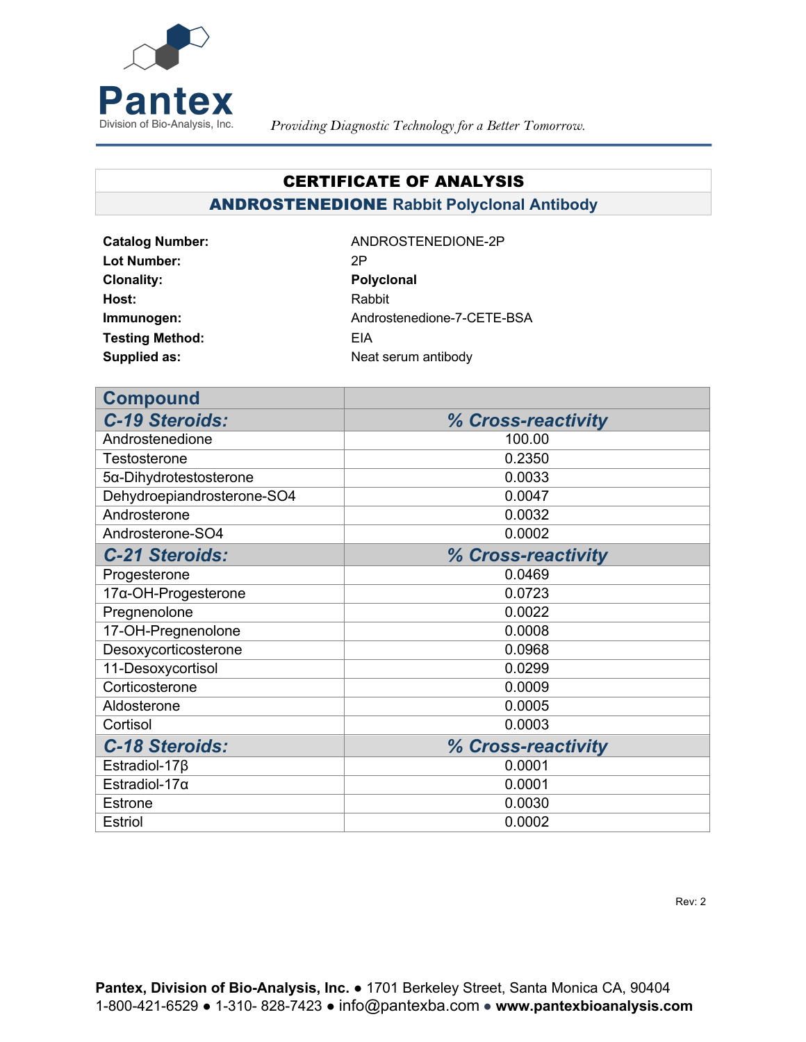Pantex
Division of Bio-Analysis, Inc.

*Providing Diagnostic Technology for a Better Tomorrow.*

# CERTIFICATE OF ANALYSIS

## ANDROSTENEDIONE Rabbit Polyclonal Antibody

| | |
|---|---|
| **Catalog Number:** | ANDROSTENEDIONE-2P |
| **Lot Number:** | 2P |
| **Clonality:** | **Polyclonal** |
| **Host:** | Rabbit |
| **Immunogen:** | Androstenedione-7-CETE-BSA |
| **Testing Method:** | EIA |
| **Supplied as:** | Neat serum antibody |

| Compound | |
|---|---|
| ***C-19 Steroids:*** | ***% Cross-reactivity*** |
| Androstenedione | 100.00 |
| Testosterone | 0.2350 |
| 5α-Dihydrotestosterone | 0.0033 |
| Dehydroepiandrosterone-SO4 | 0.0047 |
| Androsterone | 0.0032 |
| Androsterone-SO4 | 0.0002 |
| ***C-21 Steroids:*** | ***% Cross-reactivity*** |
| Progesterone | 0.0469 |
| 17α-OH-Progesterone | 0.0723 |
| Pregnenolone | 0.0022 |
| 17-OH-Pregnenolone | 0.0008 |
| Desoxycorticosterone | 0.0968 |
| 11-Desoxycortisol | 0.0299 |
| Corticosterone | 0.0009 |
| Aldosterone | 0.0005 |
| Cortisol | 0.0003 |
| ***C-18 Steroids:*** | ***% Cross-reactivity*** |
| Estradiol-17β | 0.0001 |
| Estradiol-17α | 0.0001 |
| Estrone | 0.0030 |
| Estriol | 0.0002 |

Rev: 2

**Pantex, Division of Bio-Analysis, Inc.** ● 1701 Berkeley Street, Santa Monica CA, 90404
1-800-421-6529 ● 1-310- 828-7423 ● info@pantexba.com ● **www.pantexbioanalysis.com**